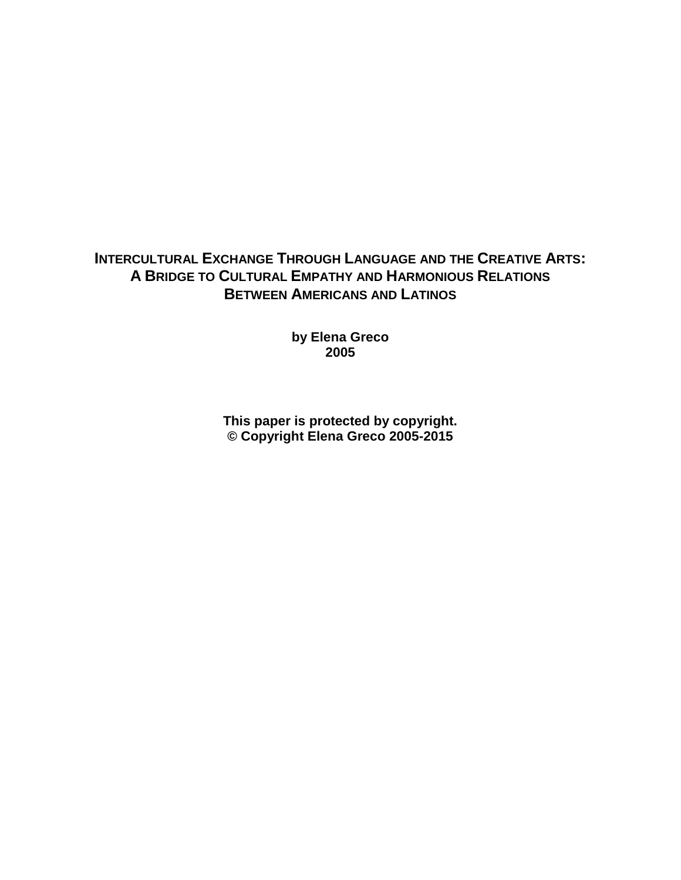# Intercultural Exchange Through Language and the Creative Arts: A Bridge to Cultural Empathy and Harmonious Relations Between Americans and Latinos

**by Elena Greco**
**2005**

**This paper is protected by copyright.**
**© Copyright Elena Greco 2005-2015**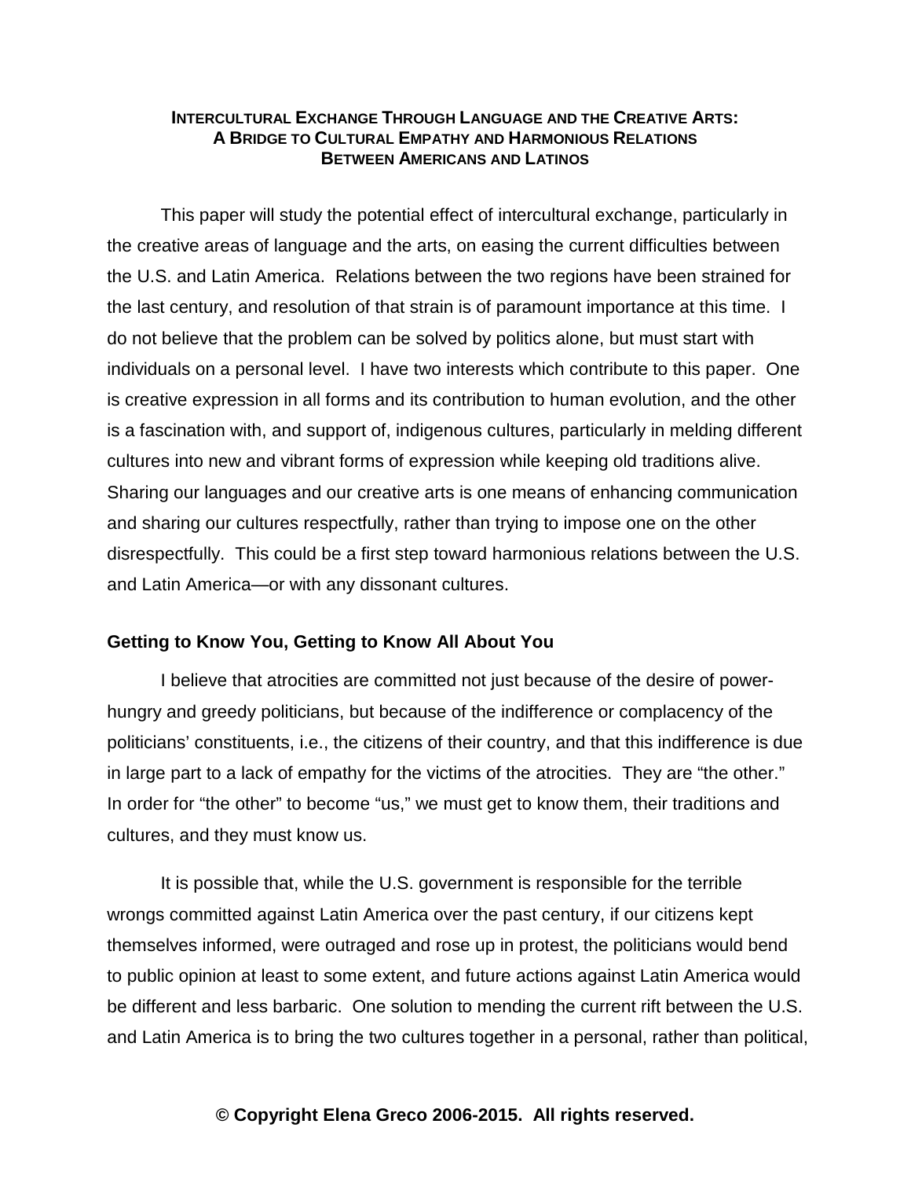# Intercultural Exchange Through Language and the Creative Arts: A Bridge to Cultural Empathy and Harmonious Relations Between Americans and Latinos

This paper will study the potential effect of intercultural exchange, particularly in the creative areas of language and the arts, on easing the current difficulties between the U.S. and Latin America. Relations between the two regions have been strained for the last century, and resolution of that strain is of paramount importance at this time. I do not believe that the problem can be solved by politics alone, but must start with individuals on a personal level. I have two interests which contribute to this paper. One is creative expression in all forms and its contribution to human evolution, and the other is a fascination with, and support of, indigenous cultures, particularly in melding different cultures into new and vibrant forms of expression while keeping old traditions alive. Sharing our languages and our creative arts is one means of enhancing communication and sharing our cultures respectfully, rather than trying to impose one on the other disrespectfully. This could be a first step toward harmonious relations between the U.S. and Latin America—or with any dissonant cultures.

## Getting to Know You, Getting to Know All About You

I believe that atrocities are committed not just because of the desire of power-hungry and greedy politicians, but because of the indifference or complacency of the politicians' constituents, i.e., the citizens of their country, and that this indifference is due in large part to a lack of empathy for the victims of the atrocities. They are "the other." In order for "the other" to become "us," we must get to know them, their traditions and cultures, and they must know us.

It is possible that, while the U.S. government is responsible for the terrible wrongs committed against Latin America over the past century, if our citizens kept themselves informed, were outraged and rose up in protest, the politicians would bend to public opinion at least to some extent, and future actions against Latin America would be different and less barbaric. One solution to mending the current rift between the U.S. and Latin America is to bring the two cultures together in a personal, rather than political,

**© Copyright Elena Greco 2006-2015. All rights reserved.**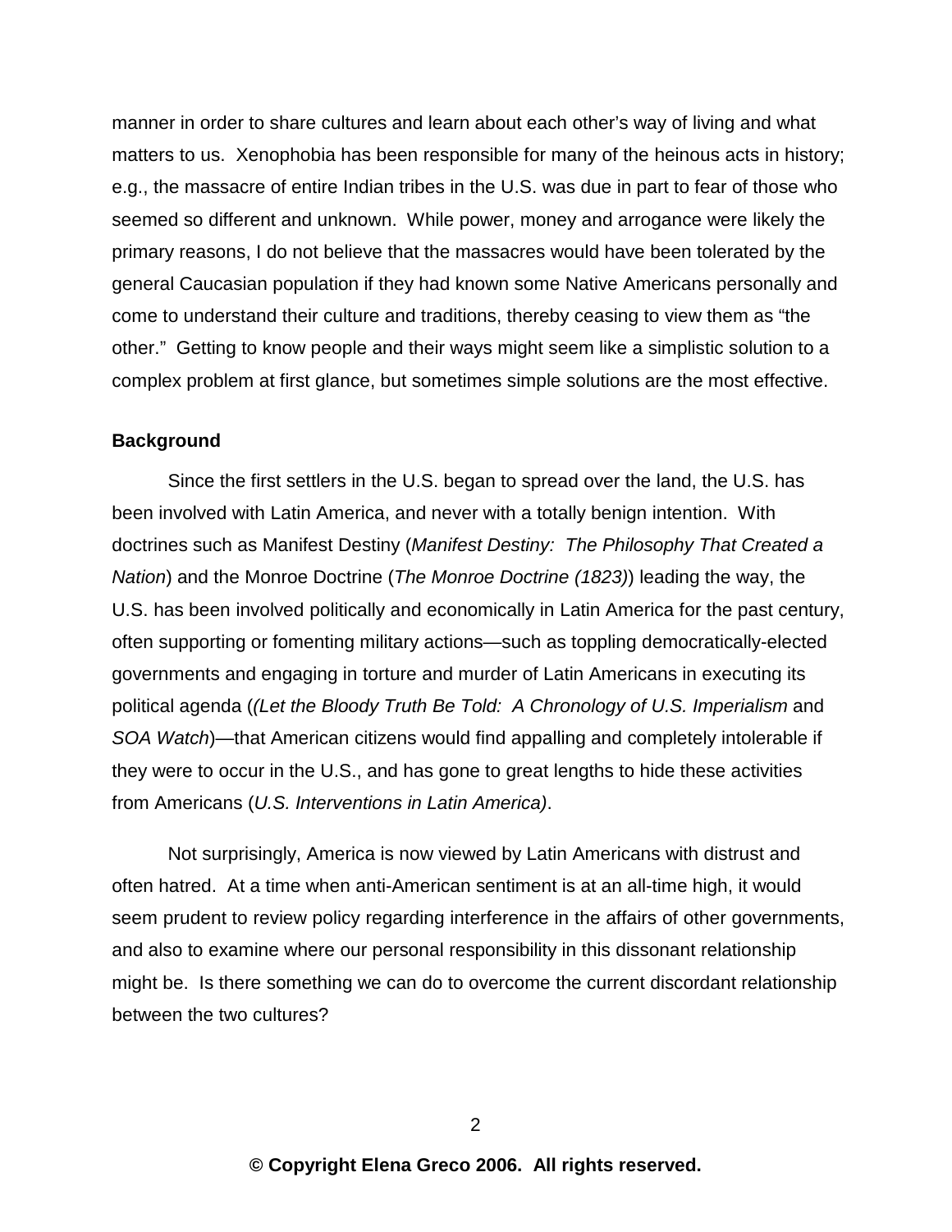manner in order to share cultures and learn about each other's way of living and what matters to us. Xenophobia has been responsible for many of the heinous acts in history; e.g., the massacre of entire Indian tribes in the U.S. was due in part to fear of those who seemed so different and unknown. While power, money and arrogance were likely the primary reasons, I do not believe that the massacres would have been tolerated by the general Caucasian population if they had known some Native Americans personally and come to understand their culture and traditions, thereby ceasing to view them as "the other." Getting to know people and their ways might seem like a simplistic solution to a complex problem at first glance, but sometimes simple solutions are the most effective.

**Background**

Since the first settlers in the U.S. began to spread over the land, the U.S. has been involved with Latin America, and never with a totally benign intention. With doctrines such as Manifest Destiny (*Manifest Destiny: The Philosophy That Created a Nation*) and the Monroe Doctrine (*The Monroe Doctrine (1823)*) leading the way, the U.S. has been involved politically and economically in Latin America for the past century, often supporting or fomenting military actions—such as toppling democratically-elected governments and engaging in torture and murder of Latin Americans in executing its political agenda (*(Let the Bloody Truth Be Told: A Chronology of U.S. Imperialism* and *SOA Watch*)—that American citizens would find appalling and completely intolerable if they were to occur in the U.S., and has gone to great lengths to hide these activities from Americans (*U.S. Interventions in Latin America)*.

Not surprisingly, America is now viewed by Latin Americans with distrust and often hatred. At a time when anti-American sentiment is at an all-time high, it would seem prudent to review policy regarding interference in the affairs of other governments, and also to examine where our personal responsibility in this dissonant relationship might be. Is there something we can do to overcome the current discordant relationship between the two cultures?

**© Copyright Elena Greco 2006. All rights reserved.**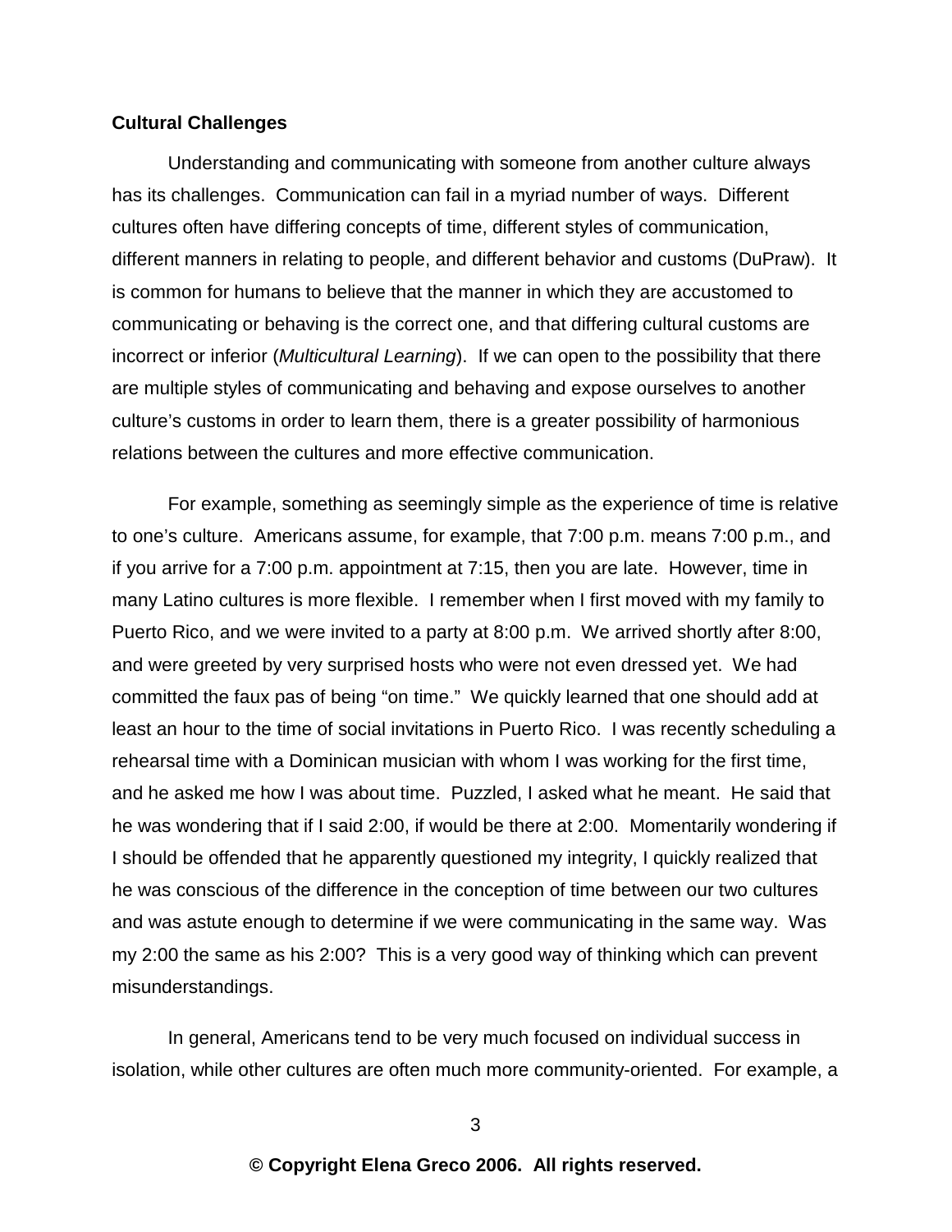**Cultural Challenges**

Understanding and communicating with someone from another culture always has its challenges. Communication can fail in a myriad number of ways. Different cultures often have differing concepts of time, different styles of communication, different manners in relating to people, and different behavior and customs (DuPraw). It is common for humans to believe that the manner in which they are accustomed to communicating or behaving is the correct one, and that differing cultural customs are incorrect or inferior (*Multicultural Learning*). If we can open to the possibility that there are multiple styles of communicating and behaving and expose ourselves to another culture's customs in order to learn them, there is a greater possibility of harmonious relations between the cultures and more effective communication.

For example, something as seemingly simple as the experience of time is relative to one's culture. Americans assume, for example, that 7:00 p.m. means 7:00 p.m., and if you arrive for a 7:00 p.m. appointment at 7:15, then you are late. However, time in many Latino cultures is more flexible. I remember when I first moved with my family to Puerto Rico, and we were invited to a party at 8:00 p.m. We arrived shortly after 8:00, and were greeted by very surprised hosts who were not even dressed yet. We had committed the faux pas of being "on time." We quickly learned that one should add at least an hour to the time of social invitations in Puerto Rico. I was recently scheduling a rehearsal time with a Dominican musician with whom I was working for the first time, and he asked me how I was about time. Puzzled, I asked what he meant. He said that he was wondering that if I said 2:00, if would be there at 2:00. Momentarily wondering if I should be offended that he apparently questioned my integrity, I quickly realized that he was conscious of the difference in the conception of time between our two cultures and was astute enough to determine if we were communicating in the same way. Was my 2:00 the same as his 2:00? This is a very good way of thinking which can prevent misunderstandings.

In general, Americans tend to be very much focused on individual success in isolation, while other cultures are often much more community-oriented. For example, a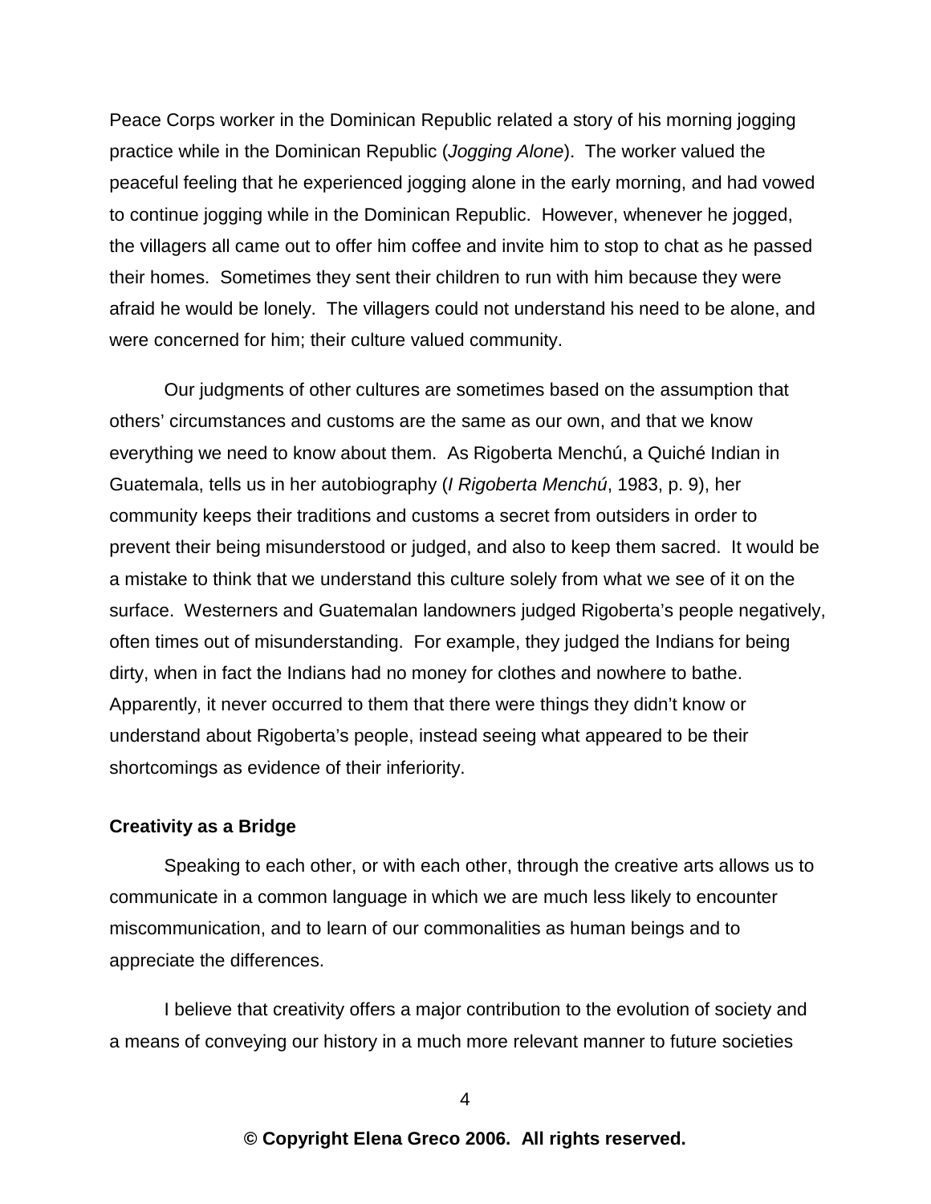Peace Corps worker in the Dominican Republic related a story of his morning jogging practice while in the Dominican Republic (*Jogging Alone*). The worker valued the peaceful feeling that he experienced jogging alone in the early morning, and had vowed to continue jogging while in the Dominican Republic. However, whenever he jogged, the villagers all came out to offer him coffee and invite him to stop to chat as he passed their homes. Sometimes they sent their children to run with him because they were afraid he would be lonely. The villagers could not understand his need to be alone, and were concerned for him; their culture valued community.

Our judgments of other cultures are sometimes based on the assumption that others' circumstances and customs are the same as our own, and that we know everything we need to know about them. As Rigoberta Menchú, a Quiché Indian in Guatemala, tells us in her autobiography (*I Rigoberta Menchú*, 1983, p. 9), her community keeps their traditions and customs a secret from outsiders in order to prevent their being misunderstood or judged, and also to keep them sacred. It would be a mistake to think that we understand this culture solely from what we see of it on the surface. Westerners and Guatemalan landowners judged Rigoberta's people negatively, often times out of misunderstanding. For example, they judged the Indians for being dirty, when in fact the Indians had no money for clothes and nowhere to bathe. Apparently, it never occurred to them that there were things they didn't know or understand about Rigoberta's people, instead seeing what appeared to be their shortcomings as evidence of their inferiority.

**Creativity as a Bridge**

Speaking to each other, or with each other, through the creative arts allows us to communicate in a common language in which we are much less likely to encounter miscommunication, and to learn of our commonalities as human beings and to appreciate the differences.

I believe that creativity offers a major contribution to the evolution of society and a means of conveying our history in a much more relevant manner to future societies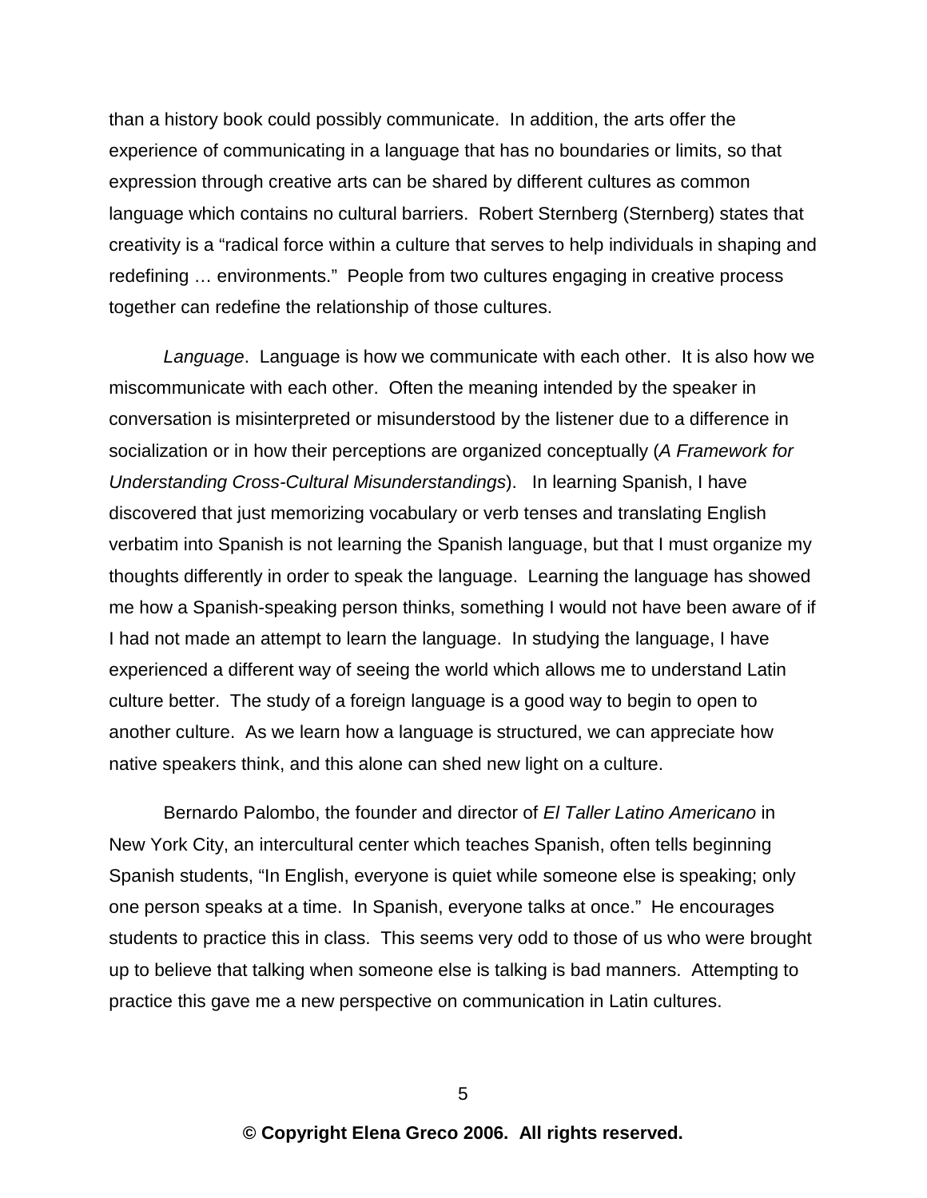than a history book could possibly communicate. In addition, the arts offer the experience of communicating in a language that has no boundaries or limits, so that expression through creative arts can be shared by different cultures as common language which contains no cultural barriers. Robert Sternberg (Sternberg) states that creativity is a "radical force within a culture that serves to help individuals in shaping and redefining … environments." People from two cultures engaging in creative process together can redefine the relationship of those cultures.

*Language*. Language is how we communicate with each other. It is also how we miscommunicate with each other. Often the meaning intended by the speaker in conversation is misinterpreted or misunderstood by the listener due to a difference in socialization or in how their perceptions are organized conceptually (*A Framework for Understanding Cross-Cultural Misunderstandings*). In learning Spanish, I have discovered that just memorizing vocabulary or verb tenses and translating English verbatim into Spanish is not learning the Spanish language, but that I must organize my thoughts differently in order to speak the language. Learning the language has showed me how a Spanish-speaking person thinks, something I would not have been aware of if I had not made an attempt to learn the language. In studying the language, I have experienced a different way of seeing the world which allows me to understand Latin culture better. The study of a foreign language is a good way to begin to open to another culture. As we learn how a language is structured, we can appreciate how native speakers think, and this alone can shed new light on a culture.

Bernardo Palombo, the founder and director of *El Taller Latino Americano* in New York City, an intercultural center which teaches Spanish, often tells beginning Spanish students, "In English, everyone is quiet while someone else is speaking; only one person speaks at a time. In Spanish, everyone talks at once." He encourages students to practice this in class. This seems very odd to those of us who were brought up to believe that talking when someone else is talking is bad manners. Attempting to practice this gave me a new perspective on communication in Latin cultures.

**© Copyright Elena Greco 2006. All rights reserved.**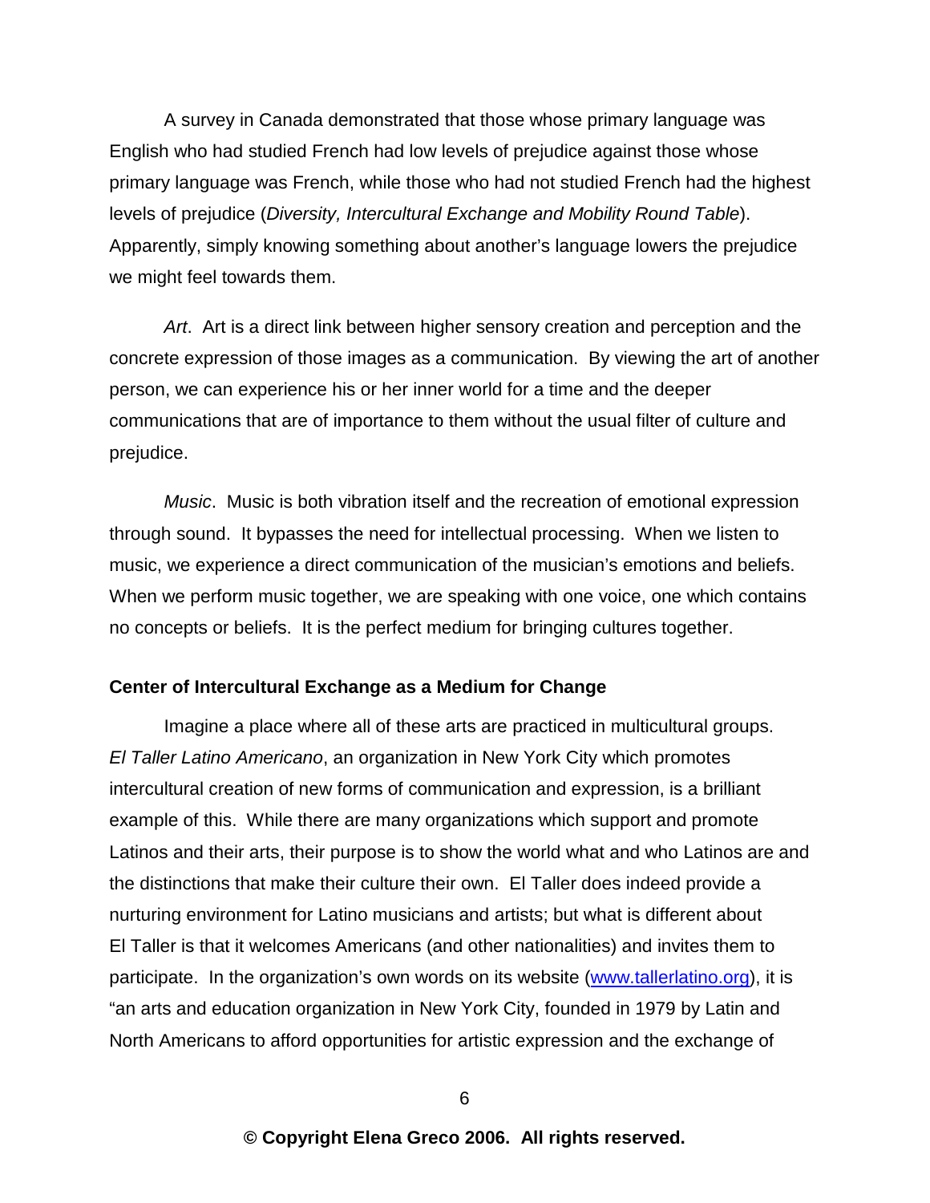A survey in Canada demonstrated that those whose primary language was English who had studied French had low levels of prejudice against those whose primary language was French, while those who had not studied French had the highest levels of prejudice (*Diversity, Intercultural Exchange and Mobility Round Table*). Apparently, simply knowing something about another's language lowers the prejudice we might feel towards them.

*Art*. Art is a direct link between higher sensory creation and perception and the concrete expression of those images as a communication. By viewing the art of another person, we can experience his or her inner world for a time and the deeper communications that are of importance to them without the usual filter of culture and prejudice.

*Music*. Music is both vibration itself and the recreation of emotional expression through sound. It bypasses the need for intellectual processing. When we listen to music, we experience a direct communication of the musician's emotions and beliefs. When we perform music together, we are speaking with one voice, one which contains no concepts or beliefs. It is the perfect medium for bringing cultures together.

**Center of Intercultural Exchange as a Medium for Change**

Imagine a place where all of these arts are practiced in multicultural groups. *El Taller Latino Americano*, an organization in New York City which promotes intercultural creation of new forms of communication and expression, is a brilliant example of this. While there are many organizations which support and promote Latinos and their arts, their purpose is to show the world what and who Latinos are and the distinctions that make their culture their own. El Taller does indeed provide a nurturing environment for Latino musicians and artists; but what is different about El Taller is that it welcomes Americans (and other nationalities) and invites them to participate. In the organization's own words on its website ([www.tallerlatino.org](www.tallerlatino.org)), it is "an arts and education organization in New York City, founded in 1979 by Latin and North Americans to afford opportunities for artistic expression and the exchange of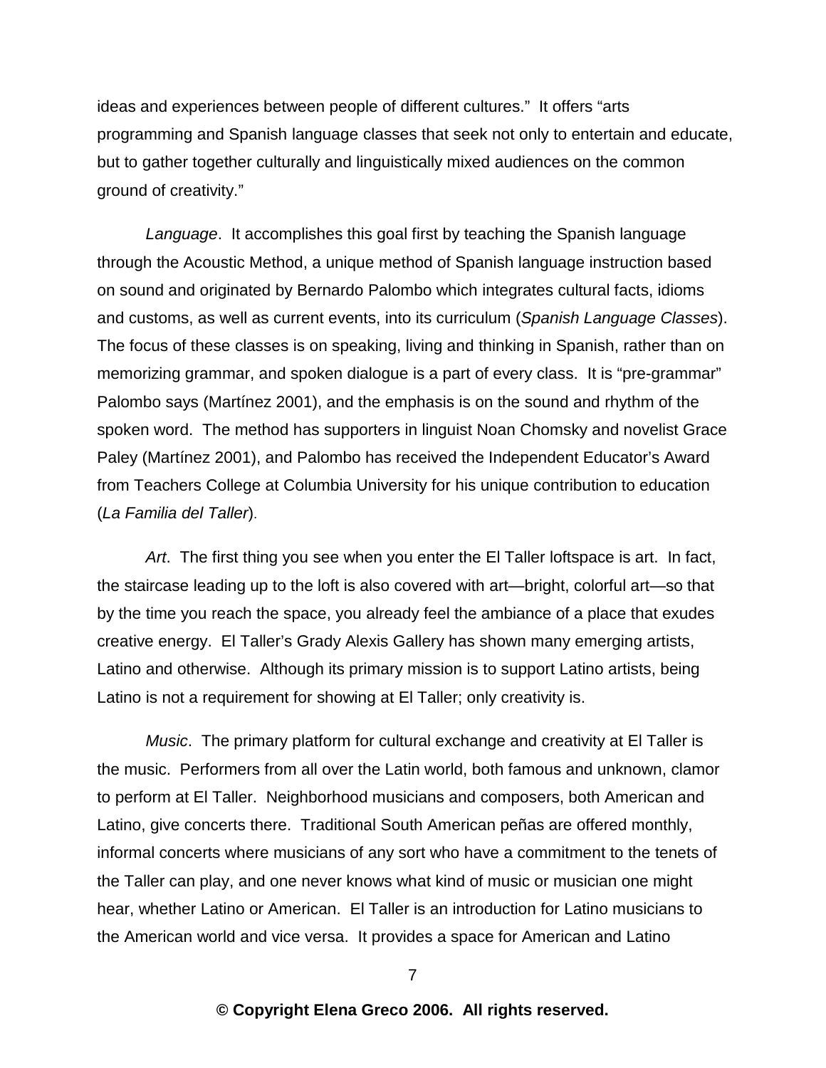ideas and experiences between people of different cultures." It offers "arts programming and Spanish language classes that seek not only to entertain and educate, but to gather together culturally and linguistically mixed audiences on the common ground of creativity."

*Language*. It accomplishes this goal first by teaching the Spanish language through the Acoustic Method, a unique method of Spanish language instruction based on sound and originated by Bernardo Palombo which integrates cultural facts, idioms and customs, as well as current events, into its curriculum (*Spanish Language Classes*). The focus of these classes is on speaking, living and thinking in Spanish, rather than on memorizing grammar, and spoken dialogue is a part of every class. It is "pre-grammar" Palombo says (Martínez 2001), and the emphasis is on the sound and rhythm of the spoken word. The method has supporters in linguist Noan Chomsky and novelist Grace Paley (Martínez 2001), and Palombo has received the Independent Educator's Award from Teachers College at Columbia University for his unique contribution to education (*La Familia del Taller*).

*Art*. The first thing you see when you enter the El Taller loftspace is art. In fact, the staircase leading up to the loft is also covered with art—bright, colorful art—so that by the time you reach the space, you already feel the ambiance of a place that exudes creative energy. El Taller's Grady Alexis Gallery has shown many emerging artists, Latino and otherwise. Although its primary mission is to support Latino artists, being Latino is not a requirement for showing at El Taller; only creativity is.

*Music*. The primary platform for cultural exchange and creativity at El Taller is the music. Performers from all over the Latin world, both famous and unknown, clamor to perform at El Taller. Neighborhood musicians and composers, both American and Latino, give concerts there. Traditional South American peñas are offered monthly, informal concerts where musicians of any sort who have a commitment to the tenets of the Taller can play, and one never knows what kind of music or musician one might hear, whether Latino or American. El Taller is an introduction for Latino musicians to the American world and vice versa. It provides a space for American and Latino

**© Copyright Elena Greco 2006. All rights reserved.**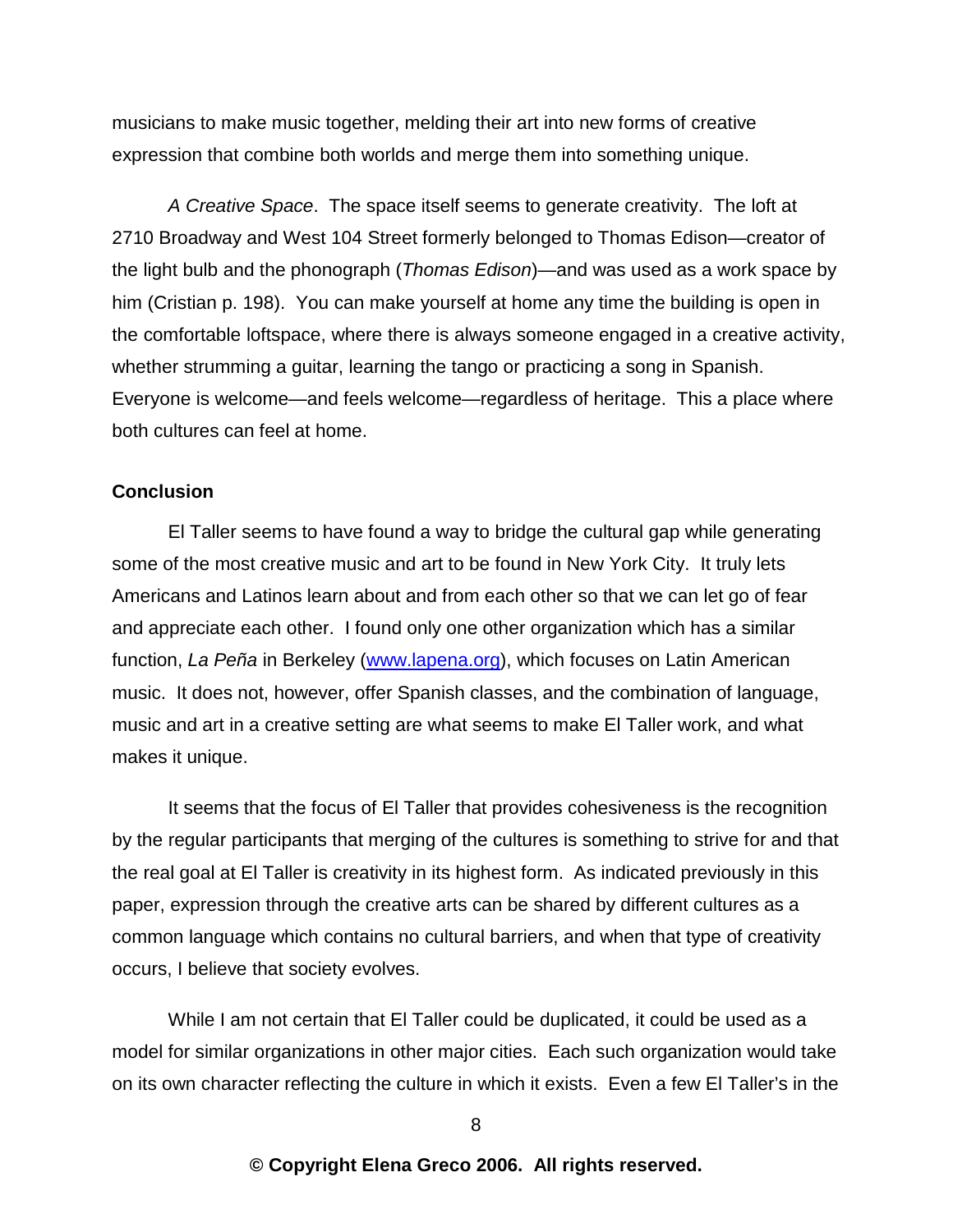musicians to make music together, melding their art into new forms of creative expression that combine both worlds and merge them into something unique.

*A Creative Space*. The space itself seems to generate creativity. The loft at 2710 Broadway and West 104 Street formerly belonged to Thomas Edison—creator of the light bulb and the phonograph (*Thomas Edison*)—and was used as a work space by him (Cristian p. 198). You can make yourself at home any time the building is open in the comfortable loftspace, where there is always someone engaged in a creative activity, whether strumming a guitar, learning the tango or practicing a song in Spanish. Everyone is welcome—and feels welcome—regardless of heritage. This a place where both cultures can feel at home.

**Conclusion**

El Taller seems to have found a way to bridge the cultural gap while generating some of the most creative music and art to be found in New York City. It truly lets Americans and Latinos learn about and from each other so that we can let go of fear and appreciate each other. I found only one other organization which has a similar function, *La Peña* in Berkeley (www.lapena.org), which focuses on Latin American music. It does not, however, offer Spanish classes, and the combination of language, music and art in a creative setting are what seems to make El Taller work, and what makes it unique.

It seems that the focus of El Taller that provides cohesiveness is the recognition by the regular participants that merging of the cultures is something to strive for and that the real goal at El Taller is creativity in its highest form. As indicated previously in this paper, expression through the creative arts can be shared by different cultures as a common language which contains no cultural barriers, and when that type of creativity occurs, I believe that society evolves.

While I am not certain that El Taller could be duplicated, it could be used as a model for similar organizations in other major cities. Each such organization would take on its own character reflecting the culture in which it exists. Even a few El Taller's in the

**© Copyright Elena Greco 2006. All rights reserved.**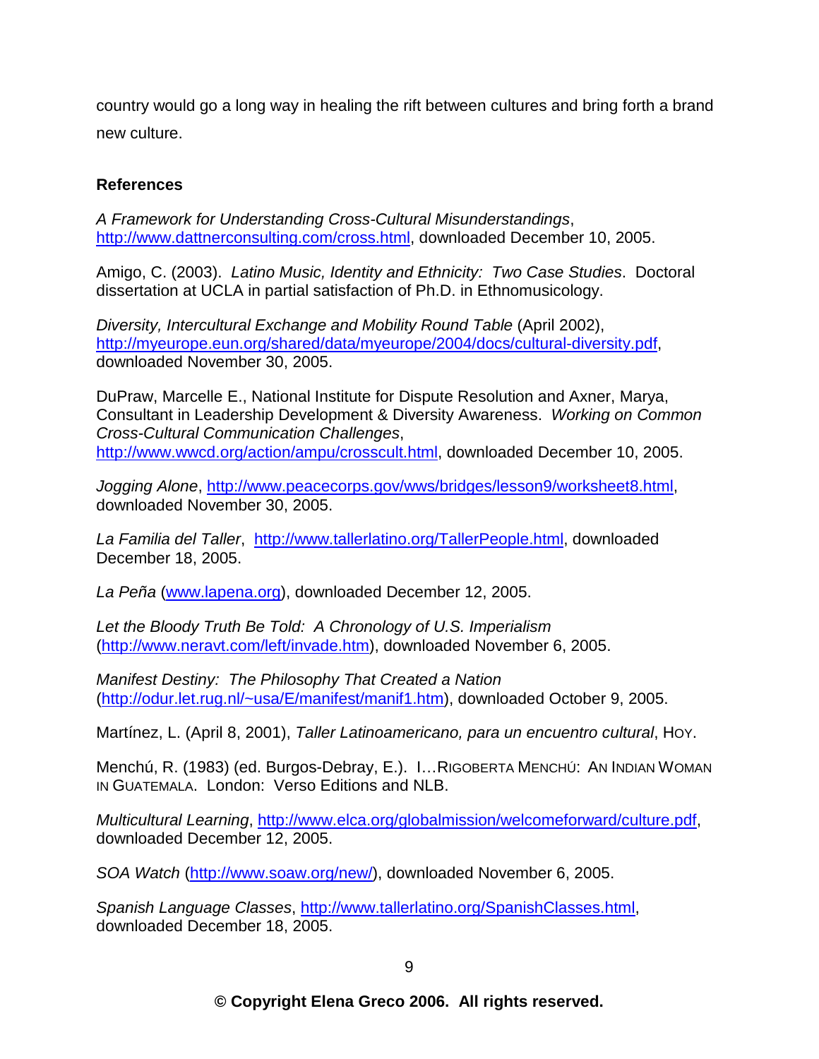country would go a long way in healing the rift between cultures and bring forth a brand new culture.

**References**

*A Framework for Understanding Cross-Cultural Misunderstandings*, http://www.dattnerconsulting.com/cross.html, downloaded December 10, 2005.

Amigo, C. (2003). *Latino Music, Identity and Ethnicity: Two Case Studies*. Doctoral dissertation at UCLA in partial satisfaction of Ph.D. in Ethnomusicology.

*Diversity, Intercultural Exchange and Mobility Round Table* (April 2002), http://myeurope.eun.org/shared/data/myeurope/2004/docs/cultural-diversity.pdf, downloaded November 30, 2005.

DuPraw, Marcelle E., National Institute for Dispute Resolution and Axner, Marya, Consultant in Leadership Development & Diversity Awareness. *Working on Common Cross-Cultural Communication Challenges*, http://www.wwcd.org/action/ampu/crosscult.html, downloaded December 10, 2005.

*Jogging Alone*, http://www.peacecorps.gov/wws/bridges/lesson9/worksheet8.html, downloaded November 30, 2005.

*La Familia del Taller*, http://www.tallerlatino.org/TallerPeople.html, downloaded December 18, 2005.

*La Peña* (www.lapena.org), downloaded December 12, 2005.

*Let the Bloody Truth Be Told: A Chronology of U.S. Imperialism* (http://www.neravt.com/left/invade.htm), downloaded November 6, 2005.

*Manifest Destiny: The Philosophy That Created a Nation* (http://odur.let.rug.nl/~usa/E/manifest/manif1.htm), downloaded October 9, 2005.

Martínez, L. (April 8, 2001), *Taller Latinoamericano, para un encuentro cultural*, HOY.

Menchú, R. (1983) (ed. Burgos-Debray, E.). I…RIGOBERTA MENCHÚ: AN INDIAN WOMAN IN GUATEMALA. London: Verso Editions and NLB.

*Multicultural Learning*, http://www.elca.org/globalmission/welcomeforward/culture.pdf, downloaded December 12, 2005.

*SOA Watch* (http://www.soaw.org/new/), downloaded November 6, 2005.

*Spanish Language Classes*, http://www.tallerlatino.org/SpanishClasses.html, downloaded December 18, 2005.

**© Copyright Elena Greco 2006. All rights reserved.**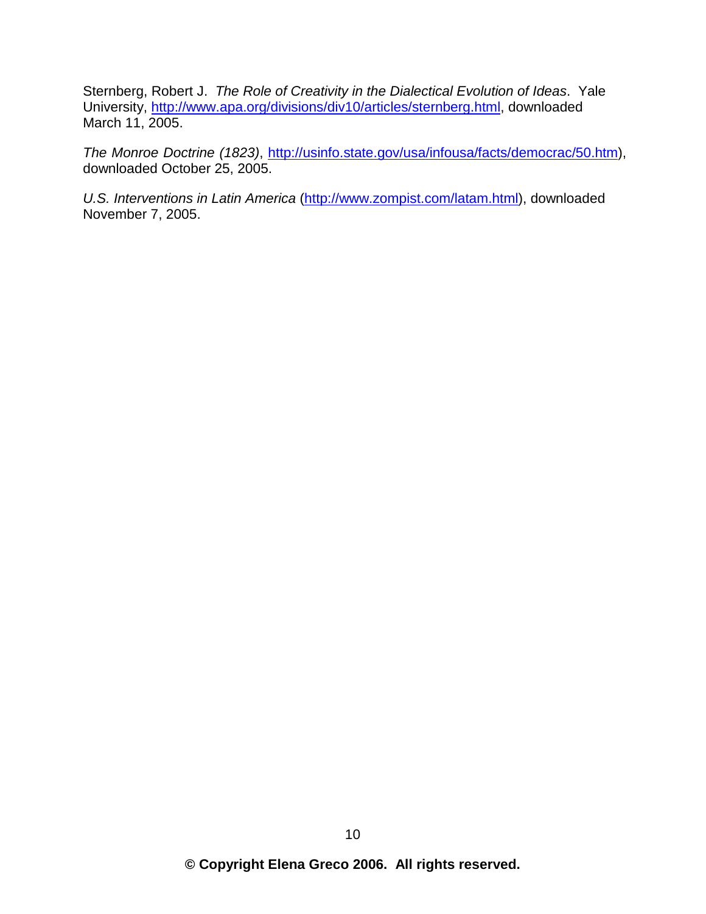Sternberg, Robert J. *The Role of Creativity in the Dialectical Evolution of Ideas*. Yale University, http://www.apa.org/divisions/div10/articles/sternberg.html, downloaded March 11, 2005.

*The Monroe Doctrine (1823)*, http://usinfo.state.gov/usa/infousa/facts/democrac/50.htm), downloaded October 25, 2005.

*U.S. Interventions in Latin America* (http://www.zompist.com/latam.html), downloaded November 7, 2005.

**© Copyright Elena Greco 2006. All rights reserved.**